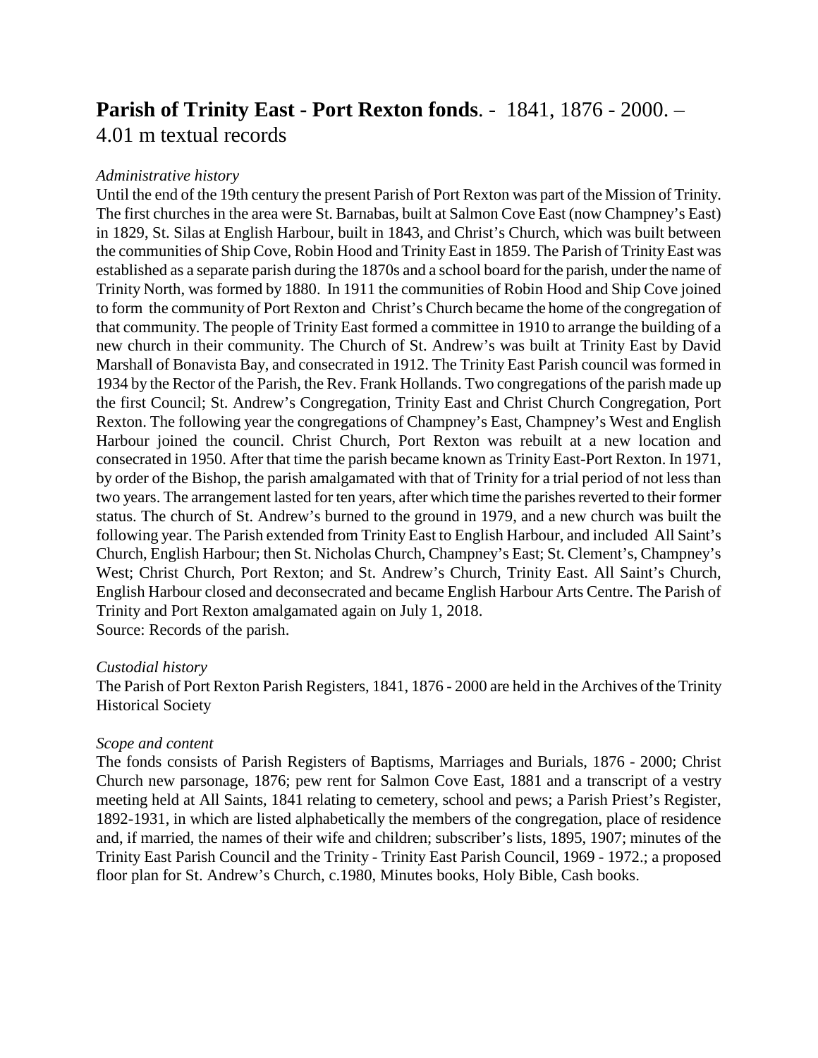# **Parish of Trinity East - Port Rexton fonds**. - 1841, 1876 - 2000. – 4.01 m textual records

*Administrative history*

Until the end of the 19th century the present Parish of Port Rexton was part of the Mission of Trinity. The first churches in the area were St. Barnabas, built at Salmon Cove East (now Champney's East) in 1829, St. Silas at English Harbour, built in 1843, and Christ's Church, which was built between the communities of Ship Cove, Robin Hood and Trinity East in 1859. The Parish of Trinity East was established as a separate parish during the 1870s and a school board for the parish, under the name of Trinity North, was formed by 1880. In 1911 the communities of Robin Hood and Ship Cove joined to form the community of Port Rexton and Christ's Church became the home of the congregation of that community. The people of Trinity East formed a committee in 1910 to arrange the building of a new church in their community. The Church of St. Andrew's was built at Trinity East by David Marshall of Bonavista Bay, and consecrated in 1912. The Trinity East Parish council was formed in 1934 by the Rector of the Parish, the Rev. Frank Hollands. Two congregations of the parish made up the first Council; St. Andrew's Congregation, Trinity East and Christ Church Congregation, Port Rexton. The following year the congregations of Champney's East, Champney's West and English Harbour joined the council. Christ Church, Port Rexton was rebuilt at a new location and consecrated in 1950. After that time the parish became known as Trinity East-Port Rexton. In 1971, by order of the Bishop, the parish amalgamated with that of Trinity for a trial period of not less than two years. The arrangement lasted for ten years, after which time the parishes reverted to their former status. The church of St. Andrew's burned to the ground in 1979, and a new church was built the following year. The Parish extended from Trinity East to English Harbour, and included All Saint's Church, English Harbour; then St. Nicholas Church, Champney's East; St. Clement's, Champney's West; Christ Church, Port Rexton; and St. Andrew's Church, Trinity East. All Saint's Church, English Harbour closed and deconsecrated and became English Harbour Arts Centre. The Parish of Trinity and Port Rexton amalgamated again on July 1, 2018.
Source: Records of the parish.

*Custodial history*

The Parish of Port Rexton Parish Registers, 1841, 1876 - 2000 are held in the Archives of the Trinity Historical Society

*Scope and content*

The fonds consists of Parish Registers of Baptisms, Marriages and Burials, 1876 - 2000; Christ Church new parsonage, 1876; pew rent for Salmon Cove East, 1881 and a transcript of a vestry meeting held at All Saints, 1841 relating to cemetery, school and pews; a Parish Priest's Register, 1892-1931, in which are listed alphabetically the members of the congregation, place of residence and, if married, the names of their wife and children; subscriber's lists, 1895, 1907; minutes of the Trinity East Parish Council and the Trinity - Trinity East Parish Council, 1969 - 1972.; a proposed floor plan for St. Andrew's Church, c.1980, Minutes books, Holy Bible, Cash books.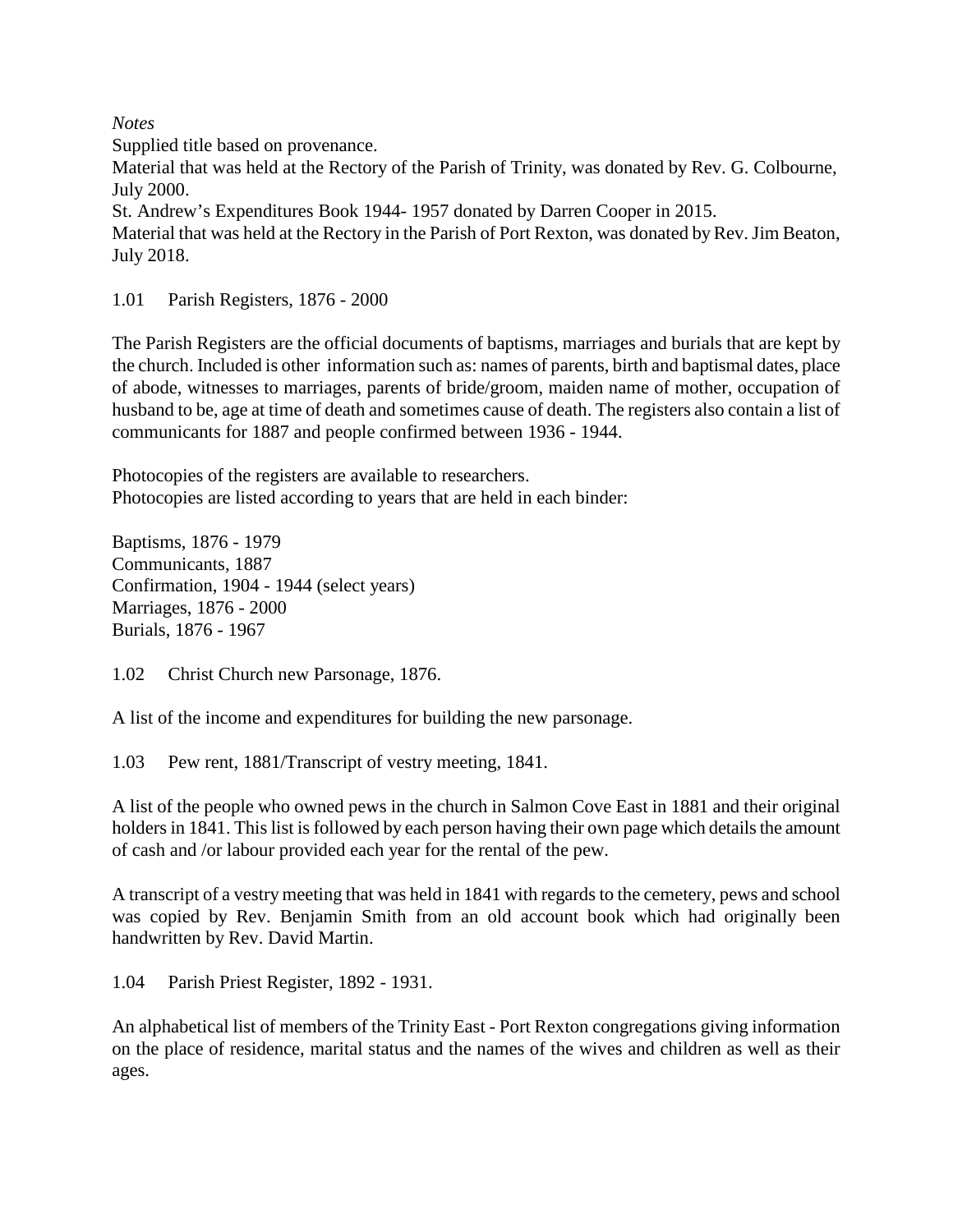*Notes*

Supplied title based on provenance.

Material that was held at the Rectory of the Parish of Trinity, was donated by Rev. G. Colbourne, July 2000.

St. Andrew's Expenditures Book 1944- 1957 donated by Darren Cooper in 2015.

Material that was held at the Rectory in the Parish of Port Rexton, was donated by Rev. Jim Beaton, July 2018.

1.01 Parish Registers, 1876 - 2000

The Parish Registers are the official documents of baptisms, marriages and burials that are kept by the church. Included is other information such as: names of parents, birth and baptismal dates, place of abode, witnesses to marriages, parents of bride/groom, maiden name of mother, occupation of husband to be, age at time of death and sometimes cause of death. The registers also contain a list of communicants for 1887 and people confirmed between 1936 - 1944.

Photocopies of the registers are available to researchers.
Photocopies are listed according to years that are held in each binder:

Baptisms, 1876 - 1979
Communicants, 1887
Confirmation, 1904 - 1944 (select years)
Marriages, 1876 - 2000
Burials, 1876 - 1967

1.02 Christ Church new Parsonage, 1876.

A list of the income and expenditures for building the new parsonage.

1.03 Pew rent, 1881/Transcript of vestry meeting, 1841.

A list of the people who owned pews in the church in Salmon Cove East in 1881 and their original holders in 1841. This list is followed by each person having their own page which details the amount of cash and /or labour provided each year for the rental of the pew.

A transcript of a vestry meeting that was held in 1841 with regards to the cemetery, pews and school was copied by Rev. Benjamin Smith from an old account book which had originally been handwritten by Rev. David Martin.

1.04 Parish Priest Register, 1892 - 1931.

An alphabetical list of members of the Trinity East - Port Rexton congregations giving information on the place of residence, marital status and the names of the wives and children as well as their ages.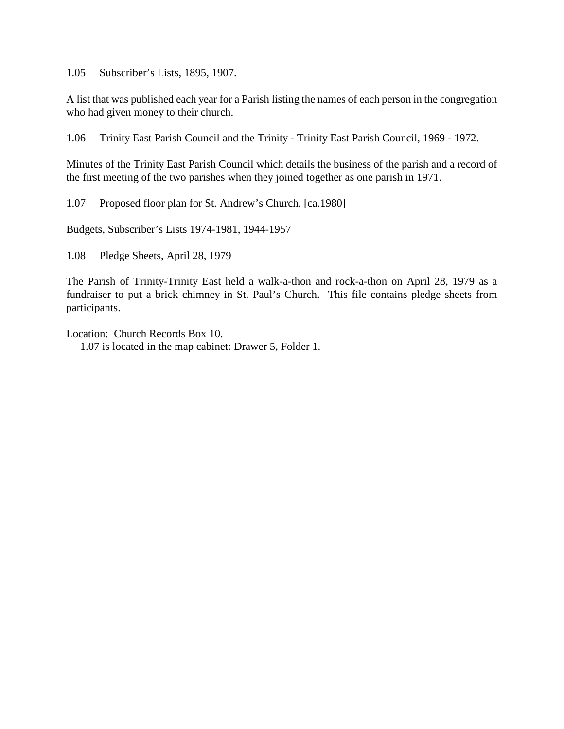1.05 Subscriber's Lists, 1895, 1907.

A list that was published each year for a Parish listing the names of each person in the congregation who had given money to their church.

1.06 Trinity East Parish Council and the Trinity - Trinity East Parish Council, 1969 - 1972.

Minutes of the Trinity East Parish Council which details the business of the parish and a record of the first meeting of the two parishes when they joined together as one parish in 1971.

1.07 Proposed floor plan for St. Andrew's Church, [ca.1980]

Budgets, Subscriber's Lists 1974-1981, 1944-1957

1.08 Pledge Sheets, April 28, 1979

The Parish of Trinity-Trinity East held a walk-a-thon and rock-a-thon on April 28, 1979 as a fundraiser to put a brick chimney in St. Paul's Church. This file contains pledge sheets from participants.

Location: Church Records Box 10.
1.07 is located in the map cabinet: Drawer 5, Folder 1.